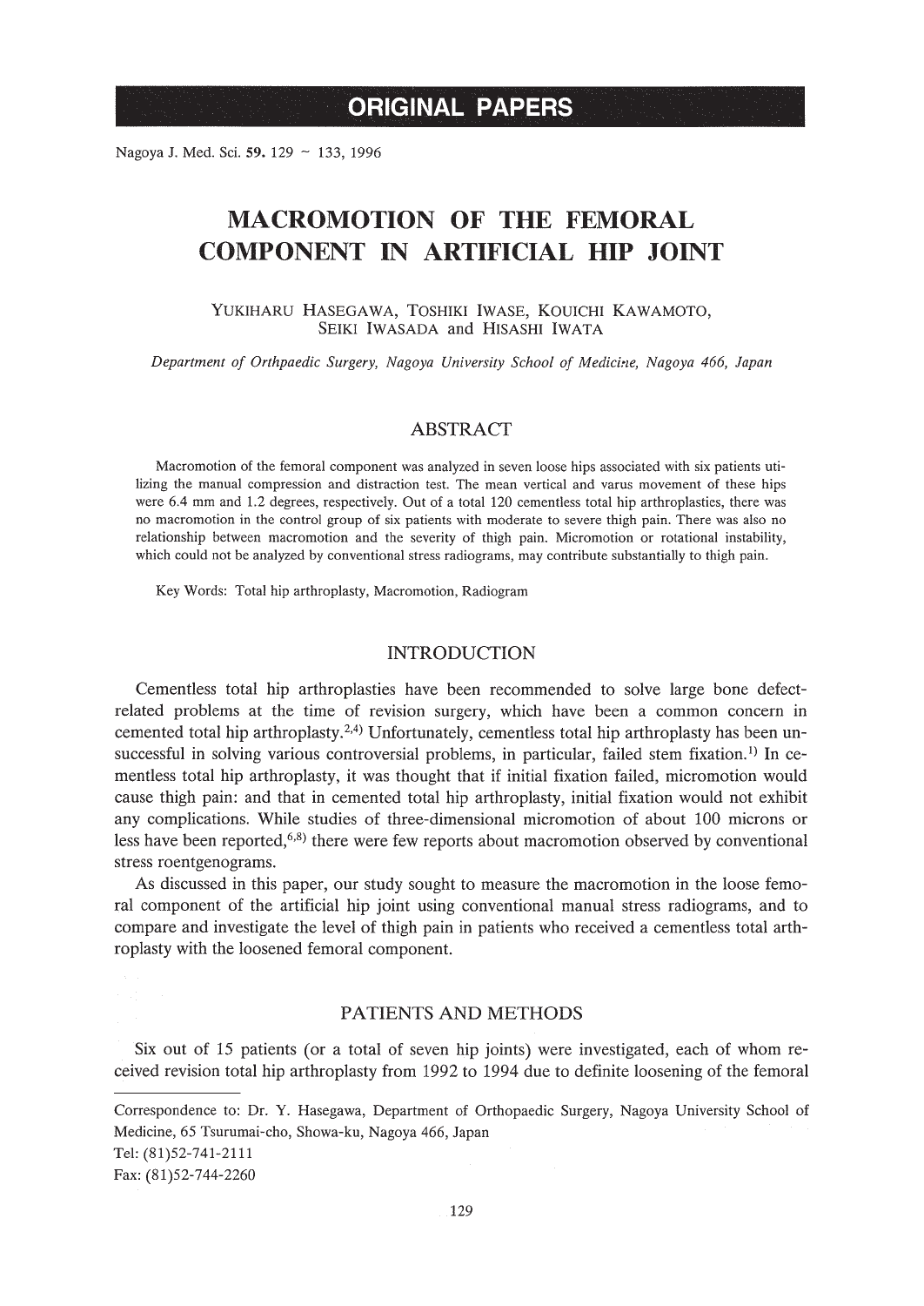ORIGINAL PAPERS

# MACROMOTION OF THE FEMORAL COMPONENT IN ARTIFICIAL HIP JOINT

YUKIHARU HASEGAWA, TOSHIKI IWASE, KOUICHI KAWAMOTO, SEIKI IWASADA and HISASHI IWATA

*Department of Orthpaedic Surgery, Nagoya University School of Medicine, Nagoya 466, Japan*

## ABSTRACT

Macromotion of the femoral component was analyzed in seven loose hips associated with six patients utilizing the manual compression and distraction test. The mean vertical and varus movement of these hips were 6.4 mm and 1.2 degrees, respectively. Out of a total 120 cementless total hip arthroplasties, there was no macromotion in the control group of six patients with moderate to severe thigh pain. There was also no relationship between macromotion and the severity of thigh pain. Micromotion or rotational instability, which could not be analyzed by conventional stress radiograms, may contribute substantially to thigh pain.

Key Words: Total hip arthroplasty, Macromotion, Radiogram

## INTRODUCTION

Cementless total hip arthroplasties have been recommended to solve large bone defect-related problems at the time of revision surgery, which have been a common concern in cemented total hip arthroplasty.[2,4] Unfortunately, cementless total hip arthroplasty has been unsuccessful in solving various controversial problems, in particular, failed stem fixation.[1] In cementless total hip arthroplasty, it was thought that if initial fixation failed, micromotion would cause thigh pain: and that in cemented total hip arthroplasty, initial fixation would not exhibit any complications. While studies of three-dimensional micromotion of about 100 microns or less have been reported,[6,8] there were few reports about macromotion observed by conventional stress roentgenograms.

As discussed in this paper, our study sought to measure the macromotion in the loose femoral component of the artificial hip joint using conventional manual stress radiograms, and to compare and investigate the level of thigh pain in patients who received a cementless total arthroplasty with the loosened femoral component.

## PATIENTS AND METHODS

Six out of 15 patients (or a total of seven hip joints) were investigated, each of whom received revision total hip arthroplasty from 1992 to 1994 due to definite loosening of the femoral

---

Correspondence to: Dr. Y. Hasegawa, Department of Orthopaedic Surgery, Nagoya University School of Medicine, 65 Tsurumai-cho, Showa-ku, Nagoya 466, Japan
Tel: (81)52-741-2111
Fax: (81)52-744-2260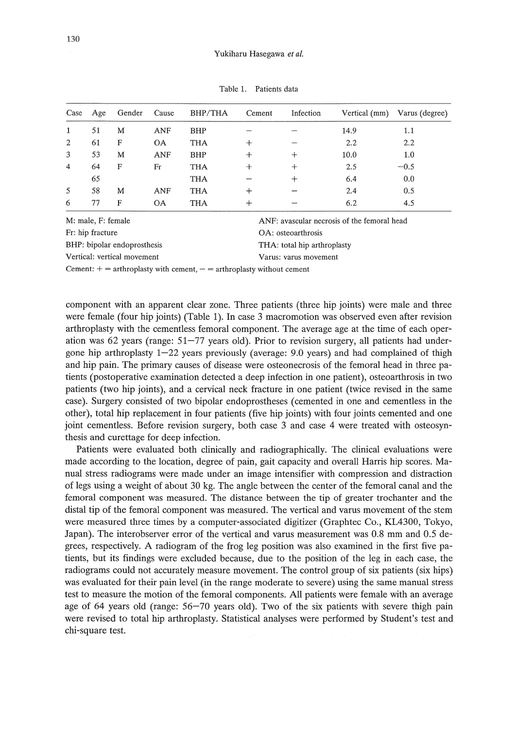Table 1. Patients data

| Case | Age | Gender | Cause | BHP/THA | Cement | Infection | Vertical (mm) | Varus (degree) |
|---|---|---|---|---|---|---|---|---|
| 1 | 51 | M | ANF | BHP | − | − | 14.9 | 1.1 |
| 2 | 61 | F | OA | THA | + | − | 2.2 | 2.2 |
| 3 | 53 | M | ANF | BHP | + | + | 10.0 | 1.0 |
| 4 | 64 | F | Fr | THA | + | + | 2.5 | −0.5 |
|  | 65 |  |  | THA | − | + | 6.4 | 0.0 |
| 5 | 58 | M | ANF | THA | + | − | 2.4 | 0.5 |
| 6 | 77 | F | OA | THA | + | − | 6.2 | 4.5 |

M: male, F: female
ANF: avascular necrosis of the femoral head
Fr: hip fracture
OA: osteoarthrosis
BHP: bipolar endoprosthesis
THA: total hip arthroplasty
Vertical: vertical movement
Varus: varus movement
Cement: + = arthroplasty with cement, − = arthroplasty without cement

component with an apparent clear zone. Three patients (three hip joints) were male and three were female (four hip joints) (Table 1). In case 3 macromotion was observed even after revision arthroplasty with the cementless femoral component. The average age at the time of each operation was 62 years (range: 51–77 years old). Prior to revision surgery, all patients had undergone hip arthroplasty 1–22 years previously (average: 9.0 years) and had complained of thigh and hip pain. The primary causes of disease were osteonecrosis of the femoral head in three patients (postoperative examination detected a deep infection in one patient), osteoarthrosis in two patients (two hip joints), and a cervical neck fracture in one patient (twice revised in the same case). Surgery consisted of two bipolar endoprostheses (cemented in one and cementless in the other), total hip replacement in four patients (five hip joints) with four joints cemented and one joint cementless. Before revision surgery, both case 3 and case 4 were treated with osteosynthesis and curettage for deep infection.

Patients were evaluated both clinically and radiographically. The clinical evaluations were made according to the location, degree of pain, gait capacity and overall Harris hip scores. Manual stress radiograms were made under an image intensifier with compression and distraction of legs using a weight of about 30 kg. The angle between the center of the femoral canal and the femoral component was measured. The distance between the tip of greater trochanter and the distal tip of the femoral component was measured. The vertical and varus movement of the stem were measured three times by a computer-associated digitizer (Graphtec Co., KL4300, Tokyo, Japan). The interobserver error of the vertical and varus measurement was 0.8 mm and 0.5 degrees, respectively. A radiogram of the frog leg position was also examined in the first five patients, but its findings were excluded because, due to the position of the leg in each case, the radiograms could not accurately measure movement. The control group of six patients (six hips) was evaluated for their pain level (in the range moderate to severe) using the same manual stress test to measure the motion of the femoral components. All patients were female with an average age of 64 years old (range: 56–70 years old). Two of the six patients with severe thigh pain were revised to total hip arthroplasty. Statistical analyses were performed by Student's test and chi-square test.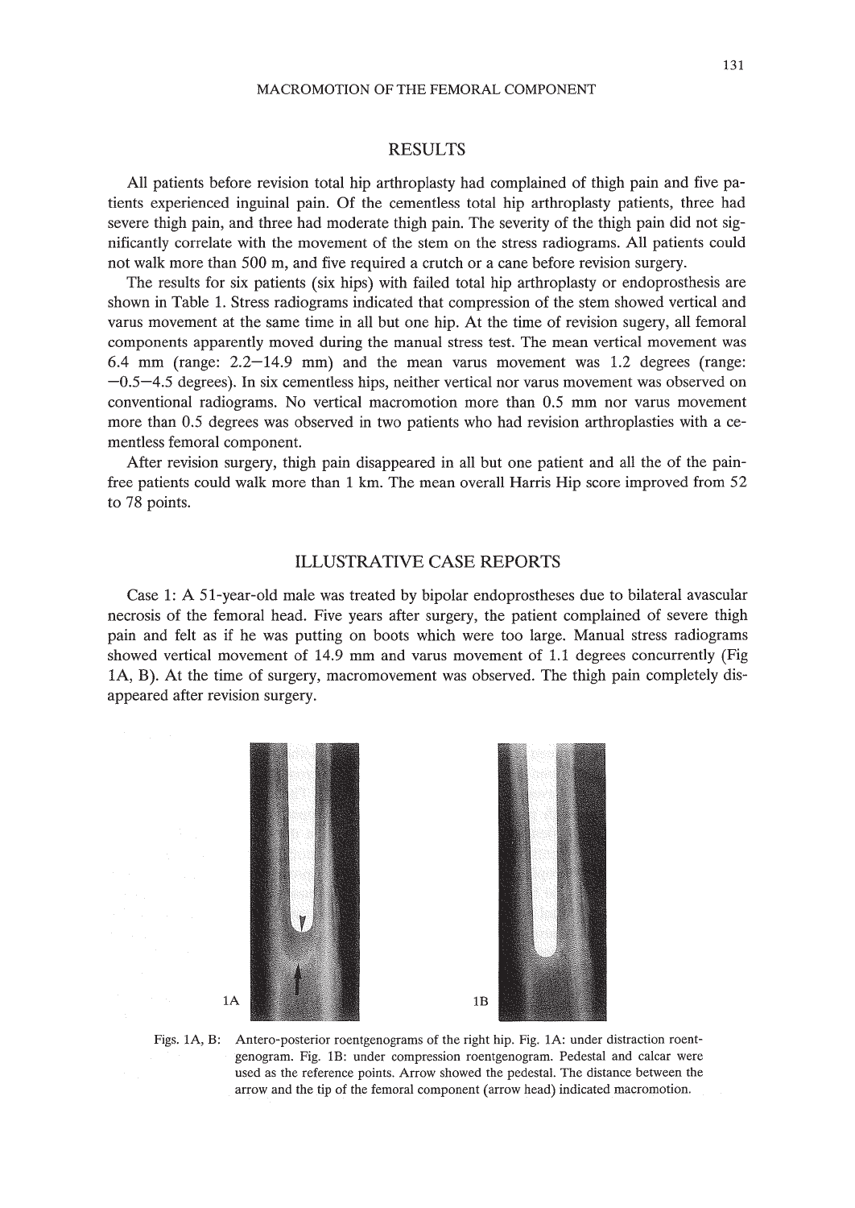## RESULTS

All patients before revision total hip arthroplasty had complained of thigh pain and five patients experienced inguinal pain. Of the cementless total hip arthroplasty patients, three had severe thigh pain, and three had moderate thigh pain. The severity of the thigh pain did not significantly correlate with the movement of the stem on the stress radiograms. All patients could not walk more than 500 m, and five required a crutch or a cane before revision surgery.

The results for six patients (six hips) with failed total hip arthroplasty or endoprosthesis are shown in Table 1. Stress radiograms indicated that compression of the stem showed vertical and varus movement at the same time in all but one hip. At the time of revision sugery, all femoral components apparently moved during the manual stress test. The mean vertical movement was 6.4 mm (range: 2.2–14.9 mm) and the mean varus movement was 1.2 degrees (range: −0.5–4.5 degrees). In six cementless hips, neither vertical nor varus movement was observed on conventional radiograms. No vertical macromotion more than 0.5 mm nor varus movement more than 0.5 degrees was observed in two patients who had revision arthroplasties with a cementless femoral component.

After revision surgery, thigh pain disappeared in all but one patient and all the of the pain-free patients could walk more than 1 km. The mean overall Harris Hip score improved from 52 to 78 points.

## ILLUSTRATIVE CASE REPORTS

Case 1: A 51-year-old male was treated by bipolar endoprostheses due to bilateral avascular necrosis of the femoral head. Five years after surgery, the patient complained of severe thigh pain and felt as if he was putting on boots which were too large. Manual stress radiograms showed vertical movement of 14.9 mm and varus movement of 1.1 degrees concurrently (Fig 1A, B). At the time of surgery, macromovement was observed. The thigh pain completely disappeared after revision surgery.

Figs. 1A, B: Antero-posterior roentgenograms of the right hip. Fig. 1A: under distraction roentgenogram. Fig. 1B: under compression roentgenogram. Pedestal and calcar were used as the reference points. Arrow showed the pedestal. The distance between the arrow and the tip of the femoral component (arrow head) indicated macromotion.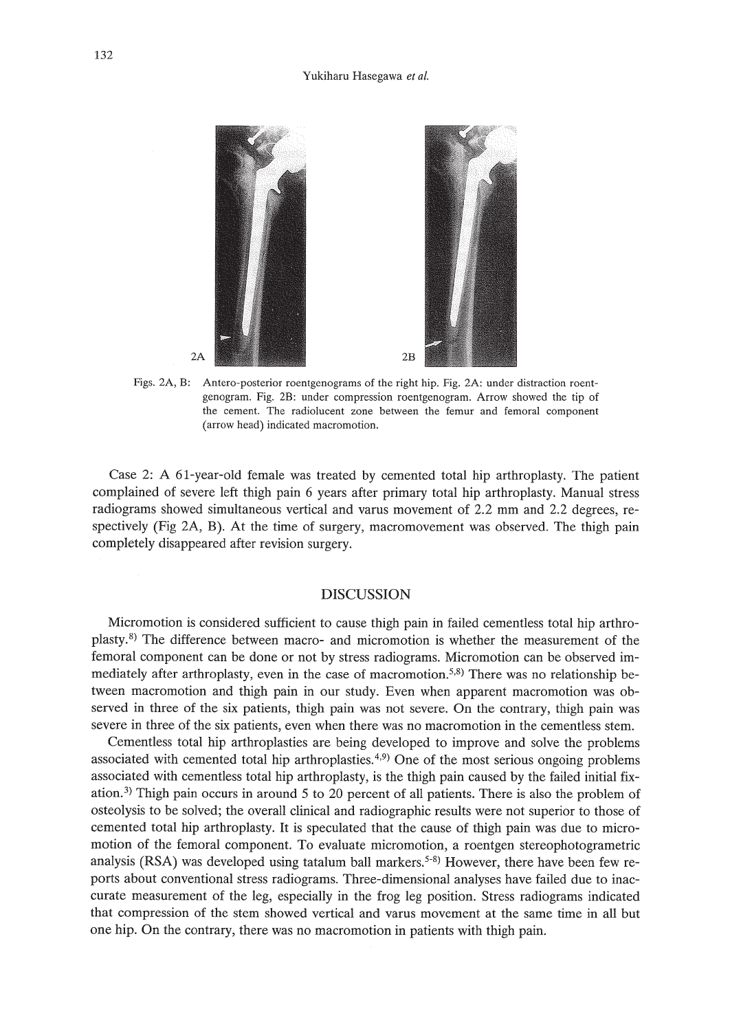Figs. 2A, B: Antero-posterior roentgenograms of the right hip. Fig. 2A: under distraction roentgenogram. Fig. 2B: under compression roentgenogram. Arrow showed the tip of the cement. The radiolucent zone between the femur and femoral component (arrow head) indicated macromotion.

Case 2: A 61-year-old female was treated by cemented total hip arthroplasty. The patient complained of severe left thigh pain 6 years after primary total hip arthroplasty. Manual stress radiograms showed simultaneous vertical and varus movement of 2.2 mm and 2.2 degrees, respectively (Fig 2A, B). At the time of surgery, macromovement was observed. The thigh pain completely disappeared after revision surgery.

## DISCUSSION

Micromotion is considered sufficient to cause thigh pain in failed cementless total hip arthroplasty.[8] The difference between macro- and micromotion is whether the measurement of the femoral component can be done or not by stress radiograms. Micromotion can be observed immediately after arthroplasty, even in the case of macromotion.[5,8] There was no relationship between macromotion and thigh pain in our study. Even when apparent macromotion was observed in three of the six patients, thigh pain was not severe. On the contrary, thigh pain was severe in three of the six patients, even when there was no macromotion in the cementless stem.

Cementless total hip arthroplasties are being developed to improve and solve the problems associated with cemented total hip arthroplasties.[4,9] One of the most serious ongoing problems associated with cementless total hip arthroplasty, is the thigh pain caused by the failed initial fixation.[3] Thigh pain occurs in around 5 to 20 percent of all patients. There is also the problem of osteolysis to be solved; the overall clinical and radiographic results were not superior to those of cemented total hip arthroplasty. It is speculated that the cause of thigh pain was due to micromotion of the femoral component. To evaluate micromotion, a roentgen stereophotogrametric analysis (RSA) was developed using tatalum ball markers.[5-8] However, there have been few reports about conventional stress radiograms. Three-dimensional analyses have failed due to inaccurate measurement of the leg, especially in the frog leg position. Stress radiograms indicated that compression of the stem showed vertical and varus movement at the same time in all but one hip. On the contrary, there was no macromotion in patients with thigh pain.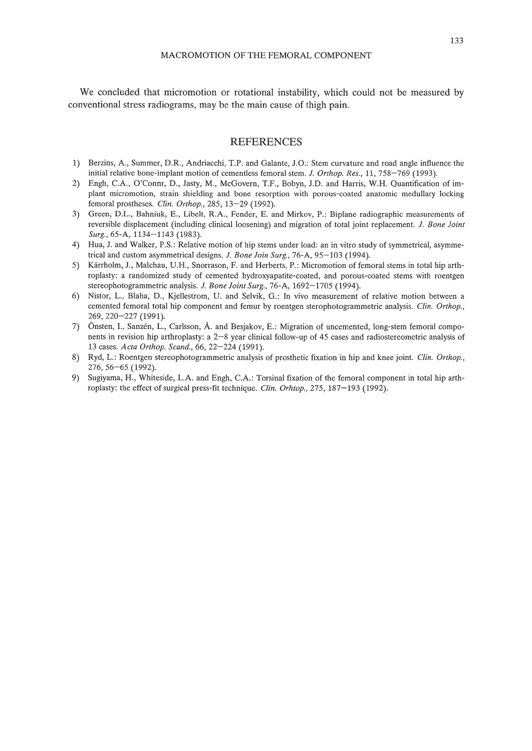We concluded that micromotion or rotational instability, which could not be measured by conventional stress radiograms, may be the main cause of thigh pain.

## REFERENCES

1) Berzins, A., Summer, D.R., Andriacchi, T.P. and Galante, J.O.: Stem curvature and road angle influence the initial relative bone-implant motion of cementless femoral stem. *J. Orthop. Res.*, 11, 758–769 (1993).
2) Engh, C.A., O'Connr, D., Jasty, M., McGovern, T.F., Bobyn, J.D. and Harris, W.H. Quantification of implant micromotion, strain shielding and bone resorption with porous-coated anatomic medullary locking femoral prostheses. *Clin. Orthop.*, 285, 13–29 (1992).
3) Green, D.L., Bahniuk, E., Libelt, R.A., Fender, E. and Mirkov, P.: Biplane radiographic measurements of reversible displacement (including clinical loosening) and migration of total joint replacement. *J. Bone Joint Surg.*, 65-A, 1134–1143 (1983).
4) Hua, J. and Walker, P.S.: Relative motion of hip stems under load: an in vitro study of symmetrical, asymmetrical and custom asymmetrical designs. *J. Bone Join Surg.*, 76-A, 95–103 (1994).
5) Kärrholm, J., Malchau, U.H., Snorrason, F. and Herberts, P.: Micromotion of femoral stems in total hip arthroplasty: a randomized study of cemented hydroxyapatite-coated, and porous-coated stems with roentgen stereophotogrammetric analysis. *J. Bone Joint Surg.*, 76-A, 1692–1705 (1994).
6) Nistor, L., Blaha, D., Kjellestrom, U. and Selvik, G.: In vivo measurement of relative motion between a cemented femoral total hip component and femur by roentgen sterophotogrammetric analysis. *Clin. Orthop.*, 269, 220–227 (1991).
7) Önsten, I., Sanzén, L., Carlsson, Å. and Besjakov, E.: Migration of uncemented, long-stem femoral components in revision hip arthroplasty: a 2–8 year clinical follow-up of 45 cases and radiostereometric analysis of 13 cases. *Acta Orthop. Scand.*, 66, 22–224 (1991).
8) Ryd, L.: Roentgen stereophotogrammetric analysis of prosthetic fixation in hip and knee joint. *Clin. Orthop.*, 276, 56–65 (1992).
9) Sugiyama, H., Whiteside, L.A. and Engh, C.A.: Torsinal fixation of the femoral component in total hip arthroplasty: the effect of surgical press-fit technique. *Clin. Orhtop.*, 275, 187–193 (1992).